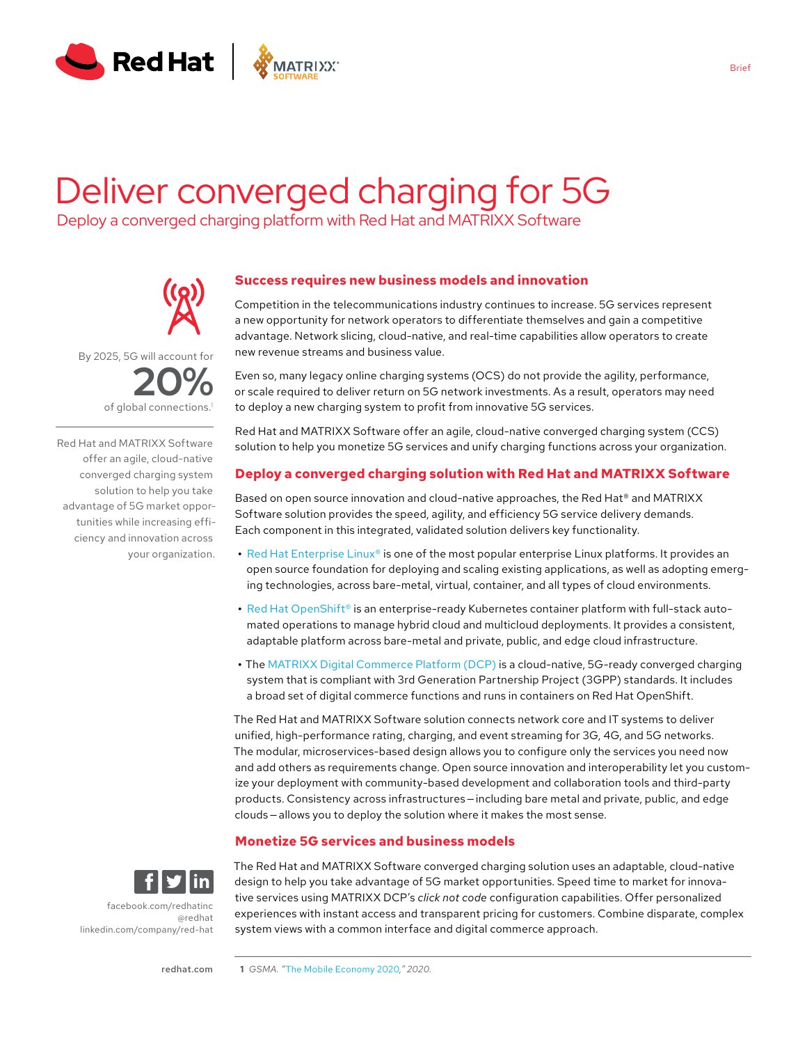Brief

# Deliver converged charging for 5G

## Deploy a converged charging platform with Red Hat and MATRIXX Software

By 2025, 5G will account for **20%** of global connections.[1]

Red Hat and MATRIXX Software offer an agile, cloud-native converged charging system solution to help you take advantage of 5G market opportunities while increasing efficiency and innovation across your organization.

### Success requires new business models and innovation

Competition in the telecommunications industry continues to increase. 5G services represent a new opportunity for network operators to differentiate themselves and gain a competitive advantage. Network slicing, cloud-native, and real-time capabilities allow operators to create new revenue streams and business value.

Even so, many legacy online charging systems (OCS) do not provide the agility, performance, or scale required to deliver return on 5G network investments. As a result, operators may need to deploy a new charging system to profit from innovative 5G services.

Red Hat and MATRIXX Software offer an agile, cloud-native converged charging system (CCS) solution to help you monetize 5G services and unify charging functions across your organization.

### Deploy a converged charging solution with Red Hat and MATRIXX Software

Based on open source innovation and cloud-native approaches, the Red Hat® and MATRIXX Software solution provides the speed, agility, and efficiency 5G service delivery demands. Each component in this integrated, validated solution delivers key functionality.

- Red Hat Enterprise Linux® is one of the most popular enterprise Linux platforms. It provides an open source foundation for deploying and scaling existing applications, as well as adopting emerging technologies, across bare-metal, virtual, container, and all types of cloud environments.
- Red Hat OpenShift® is an enterprise-ready Kubernetes container platform with full-stack automated operations to manage hybrid cloud and multicloud deployments. It provides a consistent, adaptable platform across bare-metal and private, public, and edge cloud infrastructure.
- The MATRIXX Digital Commerce Platform (DCP) is a cloud-native, 5G-ready converged charging system that is compliant with 3rd Generation Partnership Project (3GPP) standards. It includes a broad set of digital commerce functions and runs in containers on Red Hat OpenShift.

The Red Hat and MATRIXX Software solution connects network core and IT systems to deliver unified, high-performance rating, charging, and event streaming for 3G, 4G, and 5G networks. The modular, microservices-based design allows you to configure only the services you need now and add others as requirements change. Open source innovation and interoperability let you customize your deployment with community-based development and collaboration tools and third-party products. Consistency across infrastructures – including bare metal and private, public, and edge clouds – allows you to deploy the solution where it makes the most sense.

### Monetize 5G services and business models

The Red Hat and MATRIXX Software converged charging solution uses an adaptable, cloud-native design to help you take advantage of 5G market opportunities. Speed time to market for innovative services using MATRIXX DCP's *click not code* configuration capabilities. Offer personalized experiences with instant access and transparent pricing for customers. Combine disparate, complex system views with a common interface and digital commerce approach.

facebook.com/redhatinc
@redhat
linkedin.com/company/red-hat

redhat.com

1 *GSMA. "The Mobile Economy 2020," 2020.*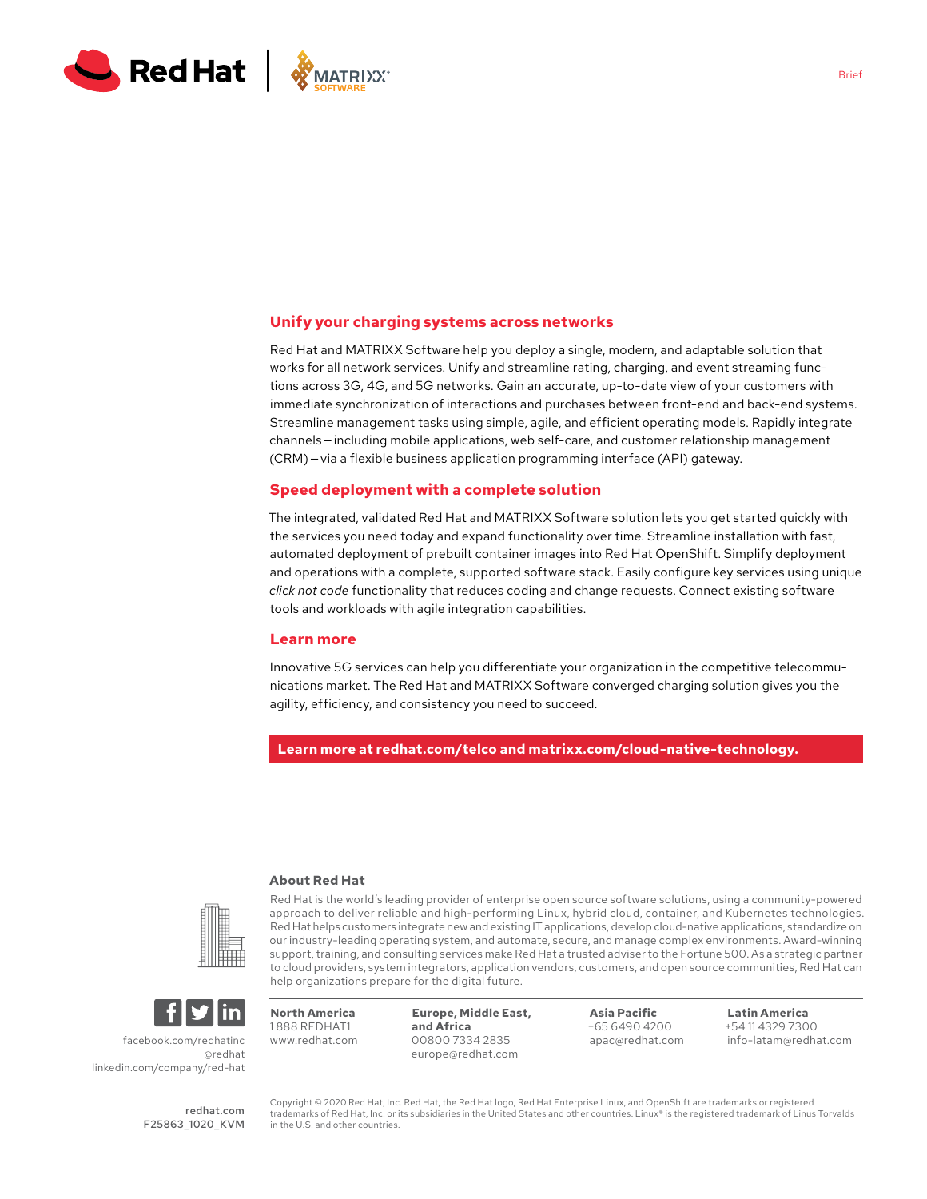## Unify your charging systems across networks

Red Hat and MATRIXX Software help you deploy a single, modern, and adaptable solution that works for all network services. Unify and streamline rating, charging, and event streaming functions across 3G, 4G, and 5G networks. Gain an accurate, up-to-date view of your customers with immediate synchronization of interactions and purchases between front-end and back-end systems. Streamline management tasks using simple, agile, and efficient operating models. Rapidly integrate channels — including mobile applications, web self-care, and customer relationship management (CRM) — via a flexible business application programming interface (API) gateway.

## Speed deployment with a complete solution

The integrated, validated Red Hat and MATRIXX Software solution lets you get started quickly with the services you need today and expand functionality over time. Streamline installation with fast, automated deployment of prebuilt container images into Red Hat OpenShift. Simplify deployment and operations with a complete, supported software stack. Easily configure key services using unique *click not code* functionality that reduces coding and change requests. Connect existing software tools and workloads with agile integration capabilities.

## Learn more

Innovative 5G services can help you differentiate your organization in the competitive telecommunications market. The Red Hat and MATRIXX Software converged charging solution gives you the agility, efficiency, and consistency you need to succeed.

**Learn more at redhat.com/telco and matrixx.com/cloud-native-technology.**

### About Red Hat

Red Hat is the world's leading provider of enterprise open source software solutions, using a community-powered approach to deliver reliable and high-performing Linux, hybrid cloud, container, and Kubernetes technologies. Red Hat helps customers integrate new and existing IT applications, develop cloud-native applications, standardize on our industry-leading operating system, and automate, secure, and manage complex environments. Award-winning support, training, and consulting services make Red Hat a trusted adviser to the Fortune 500. As a strategic partner to cloud providers, system integrators, application vendors, customers, and open source communities, Red Hat can help organizations prepare for the digital future.

facebook.com/redhatinc
@redhat
linkedin.com/company/red-hat

**North America**
1 888 REDHAT1
www.redhat.com

**Europe, Middle East, and Africa**
00800 7334 2835
europe@redhat.com

**Asia Pacific**
+65 6490 4200
apac@redhat.com

**Latin America**
+54 11 4329 7300
info-latam@redhat.com

redhat.com
F25863_1020_KVM

Copyright © 2020 Red Hat, Inc. Red Hat, the Red Hat logo, Red Hat Enterprise Linux, and OpenShift are trademarks or registered trademarks of Red Hat, Inc. or its subsidiaries in the United States and other countries. Linux® is the registered trademark of Linus Torvalds in the U.S. and other countries.